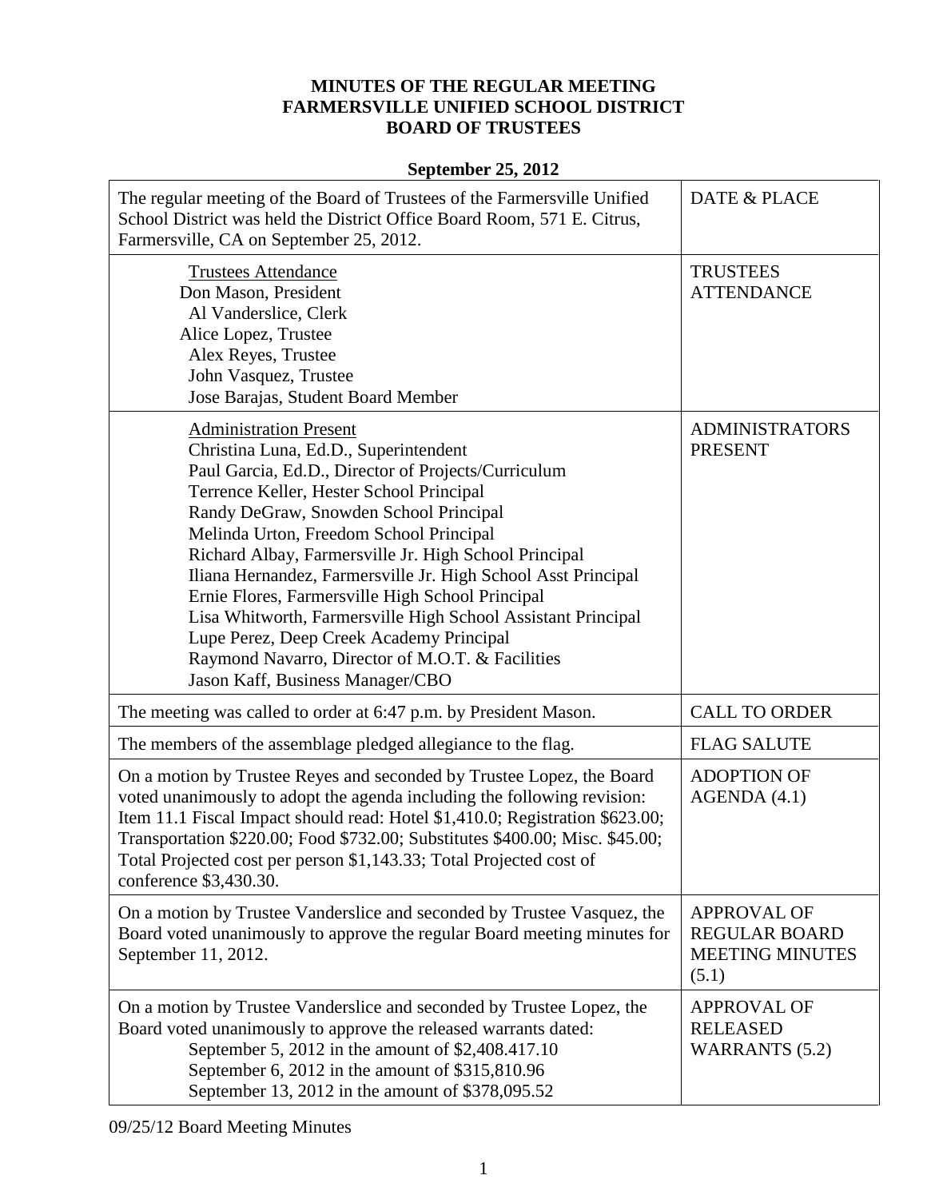**MINUTES OF THE REGULAR MEETING**
**FARMERSVILLE UNIFIED SCHOOL DISTRICT**
**BOARD OF TRUSTEES**

**September 25, 2012**

| | |
|---|---|
| The regular meeting of the Board of Trustees of the Farmersville Unified School District was held the District Office Board Room, 571 E. Citrus, Farmersville, CA on September 25, 2012. | DATE & PLACE |
| Trustees Attendance<br>Don Mason, President<br>Al Vanderslice, Clerk<br>Alice Lopez, Trustee<br>Alex Reyes, Trustee<br>John Vasquez, Trustee<br>Jose Barajas, Student Board Member | TRUSTEES ATTENDANCE |
| Administration Present<br>Christina Luna, Ed.D., Superintendent<br>Paul Garcia, Ed.D., Director of Projects/Curriculum<br>Terrence Keller, Hester School Principal<br>Randy DeGraw, Snowden School Principal<br>Melinda Urton, Freedom School Principal<br>Richard Albay, Farmersville Jr. High School Principal<br>Iliana Hernandez, Farmersville Jr. High School Asst Principal<br>Ernie Flores, Farmersville High School Principal<br>Lisa Whitworth, Farmersville High School Assistant Principal<br>Lupe Perez, Deep Creek Academy Principal<br>Raymond Navarro, Director of M.O.T. & Facilities<br>Jason Kaff, Business Manager/CBO | ADMINISTRATORS PRESENT |
| The meeting was called to order at 6:47 p.m. by President Mason. | CALL TO ORDER |
| The members of the assemblage pledged allegiance to the flag. | FLAG SALUTE |
| On a motion by Trustee Reyes and seconded by Trustee Lopez, the Board voted unanimously to adopt the agenda including the following revision: Item 11.1 Fiscal Impact should read: Hotel $1,410.0; Registration $623.00; Transportation $220.00; Food $732.00; Substitutes $400.00; Misc. $45.00; Total Projected cost per person $1,143.33; Total Projected cost of conference $3,430.30. | ADOPTION OF AGENDA (4.1) |
| On a motion by Trustee Vanderslice and seconded by Trustee Vasquez, the Board voted unanimously to approve the regular Board meeting minutes for September 11, 2012. | APPROVAL OF REGULAR BOARD MEETING MINUTES (5.1) |
| On a motion by Trustee Vanderslice and seconded by Trustee Lopez, the Board voted unanimously to approve the released warrants dated:<br>September 5, 2012 in the amount of $2,408.417.10<br>September 6, 2012 in the amount of $315,810.96<br>September 13, 2012 in the amount of $378,095.52 | APPROVAL OF RELEASED WARRANTS (5.2) |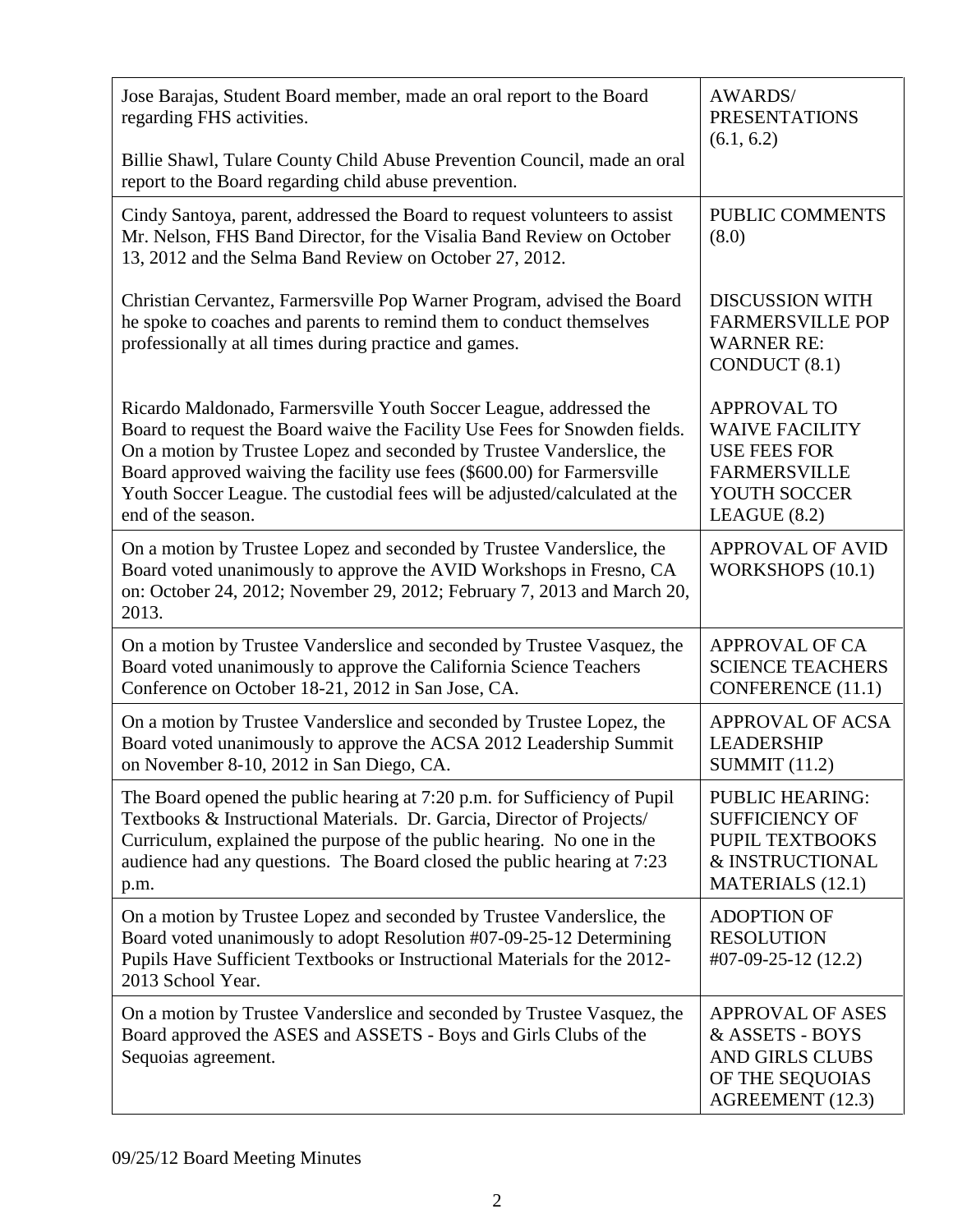| | |
|---|---|
| Jose Barajas, Student Board member, made an oral report to the Board regarding FHS activities.<br><br>Billie Shawl, Tulare County Child Abuse Prevention Council, made an oral report to the Board regarding child abuse prevention. | AWARDS/ PRESENTATIONS (6.1, 6.2) |
| Cindy Santoya, parent, addressed the Board to request volunteers to assist Mr. Nelson, FHS Band Director, for the Visalia Band Review on October 13, 2012 and the Selma Band Review on October 27, 2012. | PUBLIC COMMENTS (8.0) |
| Christian Cervantez, Farmersville Pop Warner Program, advised the Board he spoke to coaches and parents to remind them to conduct themselves professionally at all times during practice and games. | DISCUSSION WITH FARMERSVILLE POP WARNER RE: CONDUCT (8.1) |
| Ricardo Maldonado, Farmersville Youth Soccer League, addressed the Board to request the Board waive the Facility Use Fees for Snowden fields. On a motion by Trustee Lopez and seconded by Trustee Vanderslice, the Board approved waiving the facility use fees ($600.00) for Farmersville Youth Soccer League. The custodial fees will be adjusted/calculated at the end of the season. | APPROVAL TO WAIVE FACILITY USE FEES FOR FARMERSVILLE YOUTH SOCCER LEAGUE (8.2) |
| On a motion by Trustee Lopez and seconded by Trustee Vanderslice, the Board voted unanimously to approve the AVID Workshops in Fresno, CA on: October 24, 2012; November 29, 2012; February 7, 2013 and March 20, 2013. | APPROVAL OF AVID WORKSHOPS (10.1) |
| On a motion by Trustee Vanderslice and seconded by Trustee Vasquez, the Board voted unanimously to approve the California Science Teachers Conference on October 18-21, 2012 in San Jose, CA. | APPROVAL OF CA SCIENCE TEACHERS CONFERENCE (11.1) |
| On a motion by Trustee Vanderslice and seconded by Trustee Lopez, the Board voted unanimously to approve the ACSA 2012 Leadership Summit on November 8-10, 2012 in San Diego, CA. | APPROVAL OF ACSA LEADERSHIP SUMMIT (11.2) |
| The Board opened the public hearing at 7:20 p.m. for Sufficiency of Pupil Textbooks & Instructional Materials. Dr. Garcia, Director of Projects/ Curriculum, explained the purpose of the public hearing. No one in the audience had any questions. The Board closed the public hearing at 7:23 p.m. | PUBLIC HEARING: SUFFICIENCY OF PUPIL TEXTBOOKS & INSTRUCTIONAL MATERIALS (12.1) |
| On a motion by Trustee Lopez and seconded by Trustee Vanderslice, the Board voted unanimously to adopt Resolution #07-09-25-12 Determining Pupils Have Sufficient Textbooks or Instructional Materials for the 2012-2013 School Year. | ADOPTION OF RESOLUTION #07-09-25-12 (12.2) |
| On a motion by Trustee Vanderslice and seconded by Trustee Vasquez, the Board approved the ASES and ASSETS - Boys and Girls Clubs of the Sequoias agreement. | APPROVAL OF ASES & ASSETS - BOYS AND GIRLS CLUBS OF THE SEQUOIAS AGREEMENT (12.3) |

09/25/12 Board Meeting Minutes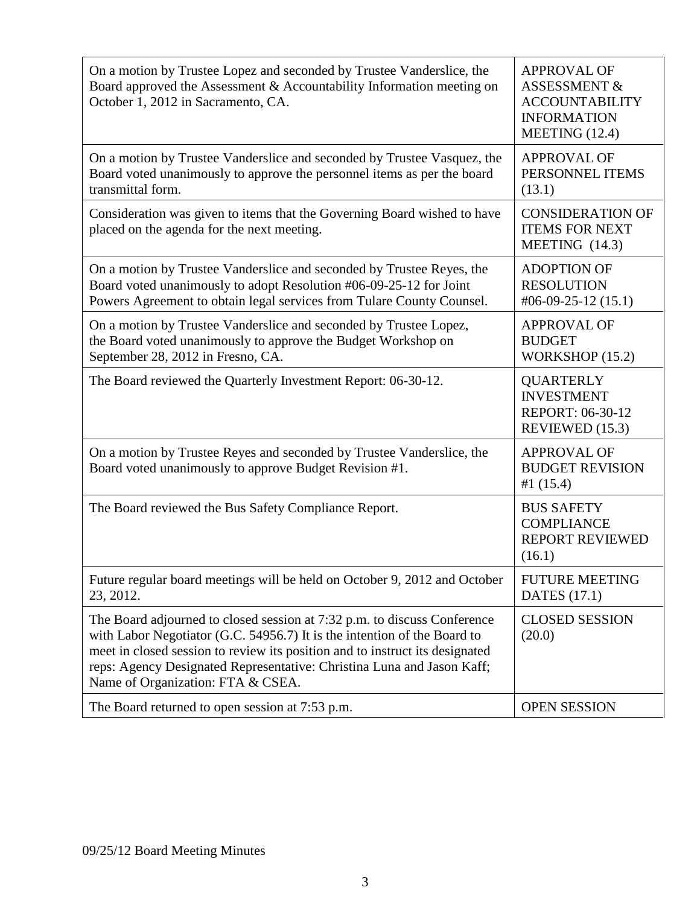| | |
|---|---|
| On a motion by Trustee Lopez and seconded by Trustee Vanderslice, the Board approved the Assessment & Accountability Information meeting on October 1, 2012 in Sacramento, CA. | APPROVAL OF ASSESSMENT & ACCOUNTABILITY INFORMATION MEETING (12.4) |
| On a motion by Trustee Vanderslice and seconded by Trustee Vasquez, the Board voted unanimously to approve the personnel items as per the board transmittal form. | APPROVAL OF PERSONNEL ITEMS (13.1) |
| Consideration was given to items that the Governing Board wished to have placed on the agenda for the next meeting. | CONSIDERATION OF ITEMS FOR NEXT MEETING (14.3) |
| On a motion by Trustee Vanderslice and seconded by Trustee Reyes, the Board voted unanimously to adopt Resolution #06-09-25-12 for Joint Powers Agreement to obtain legal services from Tulare County Counsel. | ADOPTION OF RESOLUTION #06-09-25-12 (15.1) |
| On a motion by Trustee Vanderslice and seconded by Trustee Lopez, the Board voted unanimously to approve the Budget Workshop on September 28, 2012 in Fresno, CA. | APPROVAL OF BUDGET WORKSHOP (15.2) |
| The Board reviewed the Quarterly Investment Report: 06-30-12. | QUARTERLY INVESTMENT REPORT: 06-30-12 REVIEWED (15.3) |
| On a motion by Trustee Reyes and seconded by Trustee Vanderslice, the Board voted unanimously to approve Budget Revision #1. | APPROVAL OF BUDGET REVISION #1 (15.4) |
| The Board reviewed the Bus Safety Compliance Report. | BUS SAFETY COMPLIANCE REPORT REVIEWED (16.1) |
| Future regular board meetings will be held on October 9, 2012 and October 23, 2012. | FUTURE MEETING DATES (17.1) |
| The Board adjourned to closed session at 7:32 p.m. to discuss Conference with Labor Negotiator (G.C. 54956.7) It is the intention of the Board to meet in closed session to review its position and to instruct its designated reps: Agency Designated Representative: Christina Luna and Jason Kaff; Name of Organization: FTA & CSEA. | CLOSED SESSION (20.0) |
| The Board returned to open session at 7:53 p.m. | OPEN SESSION |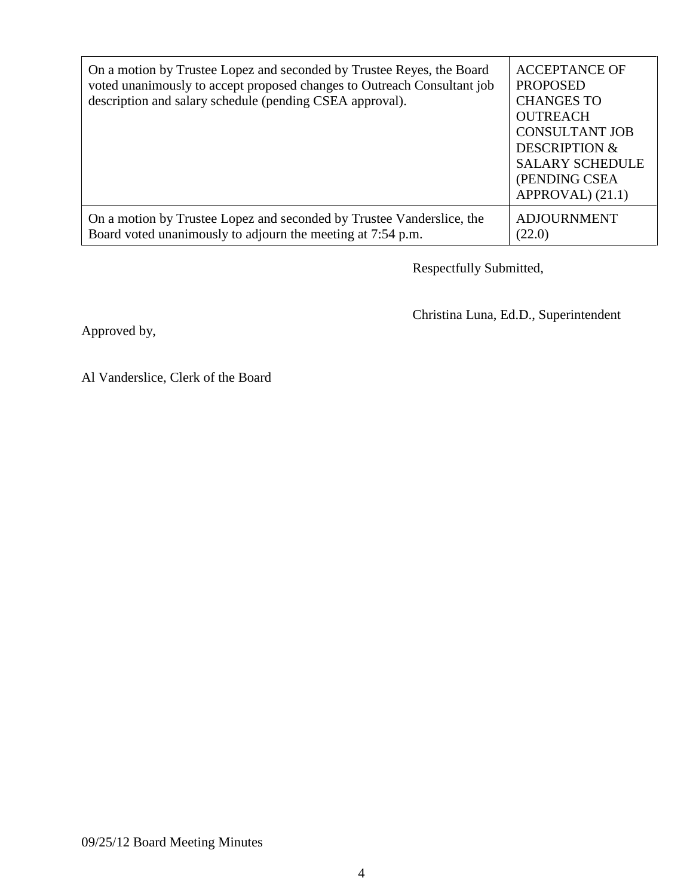| | |
|---|---|
| On a motion by Trustee Lopez and seconded by Trustee Reyes, the Board voted unanimously to accept proposed changes to Outreach Consultant job description and salary schedule (pending CSEA approval). | ACCEPTANCE OF PROPOSED CHANGES TO OUTREACH CONSULTANT JOB DESCRIPTION & SALARY SCHEDULE (PENDING CSEA APPROVAL) (21.1) |
| On a motion by Trustee Lopez and seconded by Trustee Vanderslice, the Board voted unanimously to adjourn the meeting at 7:54 p.m. | ADJOURNMENT (22.0) |

Respectfully Submitted,

Christina Luna, Ed.D., Superintendent

Approved by,

Al Vanderslice, Clerk of the Board

09/25/12 Board Meeting Minutes